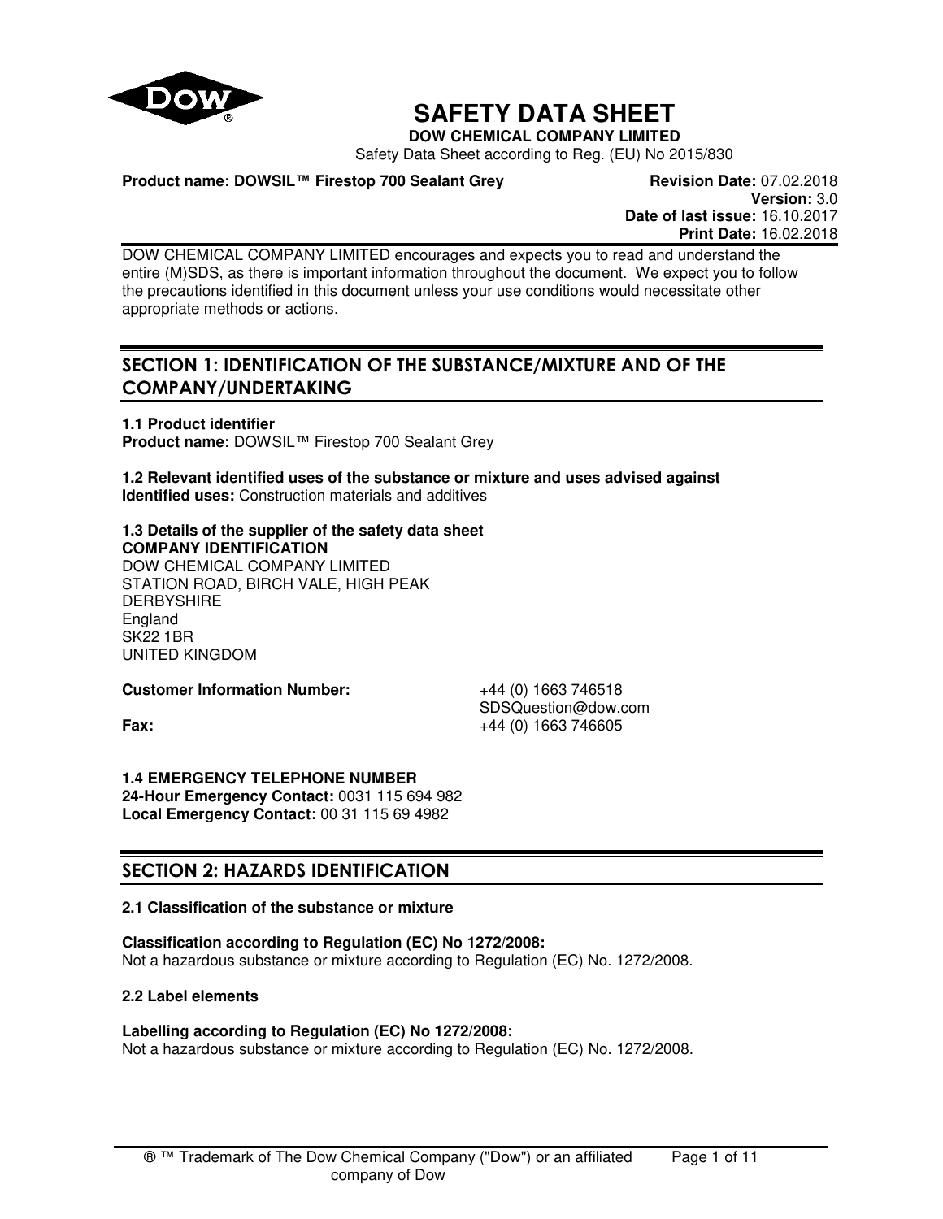# SAFETY DATA SHEET

**DOW CHEMICAL COMPANY LIMITED**

Safety Data Sheet according to Reg. (EU) No 2015/830

**Product name: DOWSIL™ Firestop 700 Sealant Grey**

**Revision Date:** 07.02.2018
**Version:** 3.0
**Date of last issue:** 16.10.2017
**Print Date:** 16.02.2018

DOW CHEMICAL COMPANY LIMITED encourages and expects you to read and understand the entire (M)SDS, as there is important information throughout the document. We expect you to follow the precautions identified in this document unless your use conditions would necessitate other appropriate methods or actions.

## SECTION 1: IDENTIFICATION OF THE SUBSTANCE/MIXTURE AND OF THE COMPANY/UNDERTAKING

**1.1 Product identifier**
**Product name:** DOWSIL™ Firestop 700 Sealant Grey

**1.2 Relevant identified uses of the substance or mixture and uses advised against**
**Identified uses:** Construction materials and additives

**1.3 Details of the supplier of the safety data sheet**
**COMPANY IDENTIFICATION**
DOW CHEMICAL COMPANY LIMITED
STATION ROAD, BIRCH VALE, HIGH PEAK
DERBYSHIRE
England
SK22 1BR
UNITED KINGDOM

**Customer Information Number:** +44 (0) 1663 746518
SDSQuestion@dow.com
**Fax:** +44 (0) 1663 746605

**1.4 EMERGENCY TELEPHONE NUMBER**
**24-Hour Emergency Contact:** 0031 115 694 982
**Local Emergency Contact:** 00 31 115 69 4982

## SECTION 2: HAZARDS IDENTIFICATION

**2.1 Classification of the substance or mixture**

**Classification according to Regulation (EC) No 1272/2008:**
Not a hazardous substance or mixture according to Regulation (EC) No. 1272/2008.

**2.2 Label elements**

**Labelling according to Regulation (EC) No 1272/2008:**
Not a hazardous substance or mixture according to Regulation (EC) No. 1272/2008.

® ™ Trademark of The Dow Chemical Company ("Dow") or an affiliated company of Dow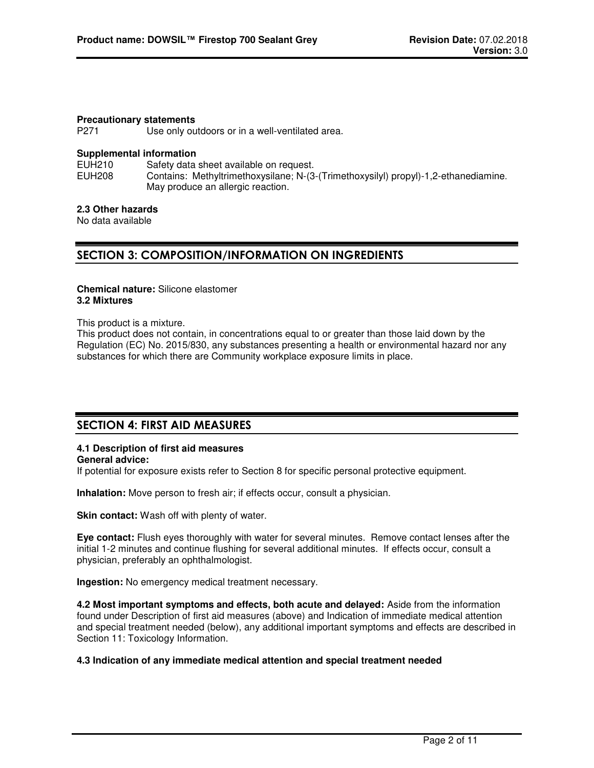**Precautionary statements**

| | |
|---|---|
| P271 | Use only outdoors or in a well-ventilated area. |

**Supplemental information**

| | |
|---|---|
| EUH210 | Safety data sheet available on request. |
| EUH208 | Contains: Methyltrimethoxysilane; N-(3-(Trimethoxysilyl) propyl)-1,2-ethanediamine. May produce an allergic reaction. |

**2.3 Other hazards**

No data available

## SECTION 3: COMPOSITION/INFORMATION ON INGREDIENTS

**Chemical nature:** Silicone elastomer

**3.2 Mixtures**

This product is a mixture.

This product does not contain, in concentrations equal to or greater than those laid down by the Regulation (EC) No. 2015/830, any substances presenting a health or environmental hazard nor any substances for which there are Community workplace exposure limits in place.

## SECTION 4: FIRST AID MEASURES

**4.1 Description of first aid measures**

**General advice:**

If potential for exposure exists refer to Section 8 for specific personal protective equipment.

**Inhalation:** Move person to fresh air; if effects occur, consult a physician.

**Skin contact:** Wash off with plenty of water.

**Eye contact:** Flush eyes thoroughly with water for several minutes. Remove contact lenses after the initial 1-2 minutes and continue flushing for several additional minutes. If effects occur, consult a physician, preferably an ophthalmologist.

**Ingestion:** No emergency medical treatment necessary.

**4.2 Most important symptoms and effects, both acute and delayed:** Aside from the information found under Description of first aid measures (above) and Indication of immediate medical attention and special treatment needed (below), any additional important symptoms and effects are described in Section 11: Toxicology Information.

**4.3 Indication of any immediate medical attention and special treatment needed**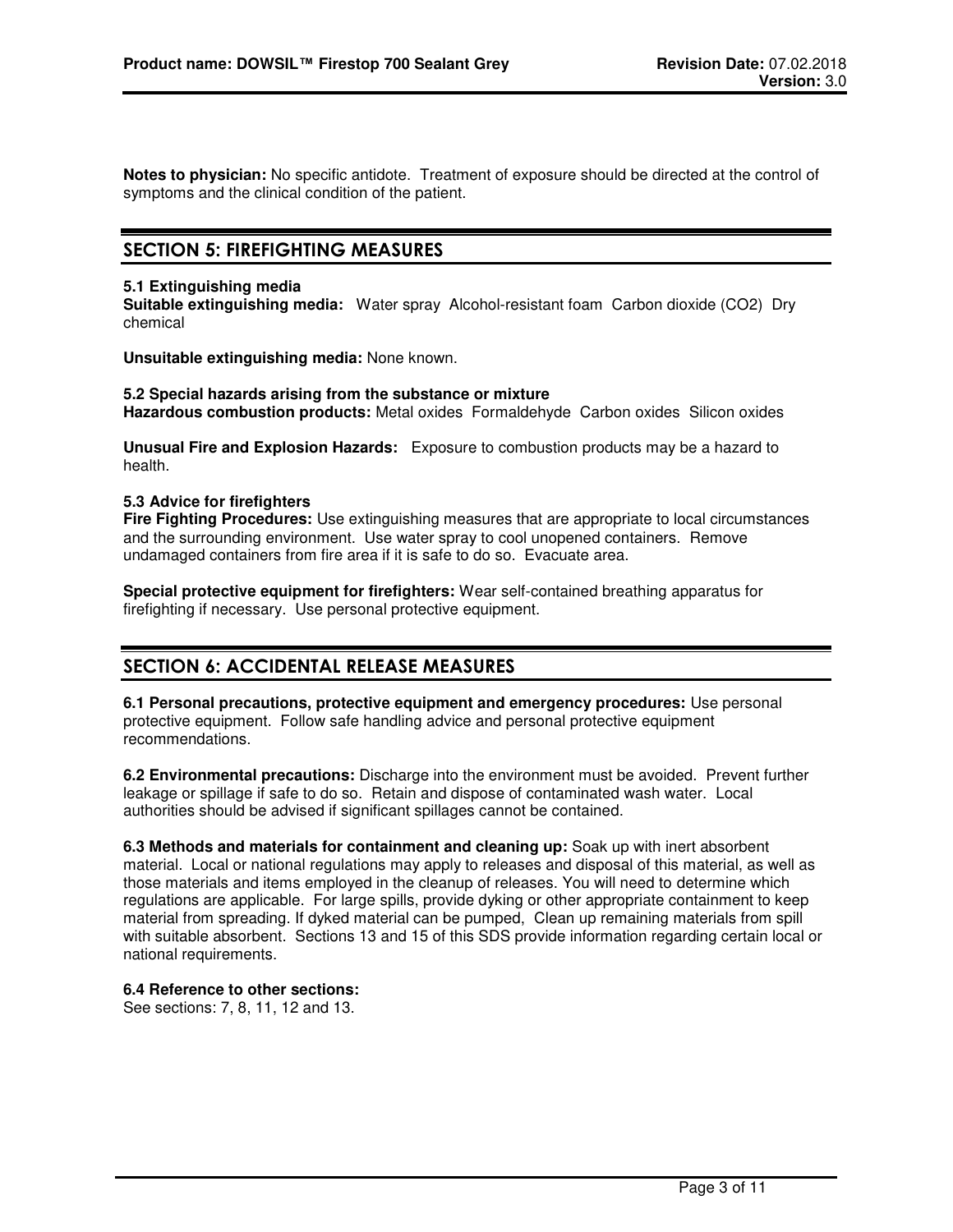**Notes to physician:** No specific antidote. Treatment of exposure should be directed at the control of symptoms and the clinical condition of the patient.

## SECTION 5: FIREFIGHTING MEASURES

### 5.1 Extinguishing media

**Suitable extinguishing media:** Water spray Alcohol-resistant foam Carbon dioxide ($CO_2$) Dry chemical

**Unsuitable extinguishing media:** None known.

### 5.2 Special hazards arising from the substance or mixture

**Hazardous combustion products:** Metal oxides Formaldehyde Carbon oxides Silicon oxides

**Unusual Fire and Explosion Hazards:** Exposure to combustion products may be a hazard to health.

### 5.3 Advice for firefighters

**Fire Fighting Procedures:** Use extinguishing measures that are appropriate to local circumstances and the surrounding environment. Use water spray to cool unopened containers. Remove undamaged containers from fire area if it is safe to do so. Evacuate area.

**Special protective equipment for firefighters:** Wear self-contained breathing apparatus for firefighting if necessary. Use personal protective equipment.

## SECTION 6: ACCIDENTAL RELEASE MEASURES

**6.1 Personal precautions, protective equipment and emergency procedures:** Use personal protective equipment. Follow safe handling advice and personal protective equipment recommendations.

**6.2 Environmental precautions:** Discharge into the environment must be avoided. Prevent further leakage or spillage if safe to do so. Retain and dispose of contaminated wash water. Local authorities should be advised if significant spillages cannot be contained.

**6.3 Methods and materials for containment and cleaning up:** Soak up with inert absorbent material. Local or national regulations may apply to releases and disposal of this material, as well as those materials and items employed in the cleanup of releases. You will need to determine which regulations are applicable. For large spills, provide dyking or other appropriate containment to keep material from spreading. If dyked material can be pumped, Clean up remaining materials from spill with suitable absorbent. Sections 13 and 15 of this SDS provide information regarding certain local or national requirements.

**6.4 Reference to other sections:**
See sections: 7, 8, 11, 12 and 13.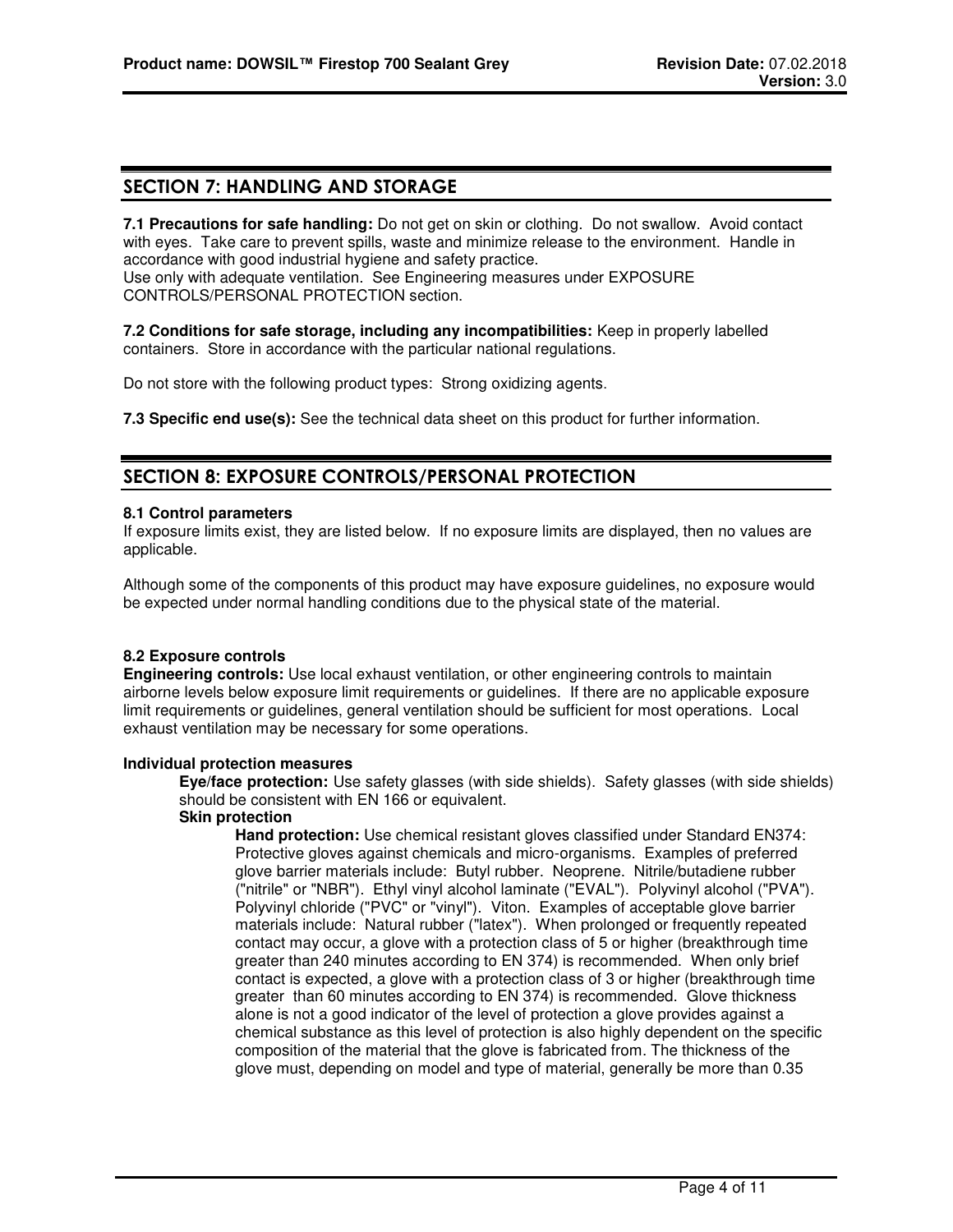## SECTION 7: HANDLING AND STORAGE

**7.1 Precautions for safe handling:** Do not get on skin or clothing. Do not swallow. Avoid contact with eyes. Take care to prevent spills, waste and minimize release to the environment. Handle in accordance with good industrial hygiene and safety practice.
Use only with adequate ventilation. See Engineering measures under EXPOSURE CONTROLS/PERSONAL PROTECTION section.

**7.2 Conditions for safe storage, including any incompatibilities:** Keep in properly labelled containers. Store in accordance with the particular national regulations.

Do not store with the following product types: Strong oxidizing agents.

**7.3 Specific end use(s):** See the technical data sheet on this product for further information.

## SECTION 8: EXPOSURE CONTROLS/PERSONAL PROTECTION

**8.1 Control parameters**
If exposure limits exist, they are listed below. If no exposure limits are displayed, then no values are applicable.

Although some of the components of this product may have exposure guidelines, no exposure would be expected under normal handling conditions due to the physical state of the material.

**8.2 Exposure controls**
**Engineering controls:** Use local exhaust ventilation, or other engineering controls to maintain airborne levels below exposure limit requirements or guidelines. If there are no applicable exposure limit requirements or guidelines, general ventilation should be sufficient for most operations. Local exhaust ventilation may be necessary for some operations.

**Individual protection measures**

**Eye/face protection:** Use safety glasses (with side shields). Safety glasses (with side shields) should be consistent with EN 166 or equivalent.

**Skin protection**

**Hand protection:** Use chemical resistant gloves classified under Standard EN374: Protective gloves against chemicals and micro-organisms. Examples of preferred glove barrier materials include: Butyl rubber. Neoprene. Nitrile/butadiene rubber ("nitrile" or "NBR"). Ethyl vinyl alcohol laminate ("EVAL"). Polyvinyl alcohol ("PVA"). Polyvinyl chloride ("PVC" or "vinyl"). Viton. Examples of acceptable glove barrier materials include: Natural rubber ("latex"). When prolonged or frequently repeated contact may occur, a glove with a protection class of 5 or higher (breakthrough time greater than 240 minutes according to EN 374) is recommended. When only brief contact is expected, a glove with a protection class of 3 or higher (breakthrough time greater than 60 minutes according to EN 374) is recommended. Glove thickness alone is not a good indicator of the level of protection a glove provides against a chemical substance as this level of protection is also highly dependent on the specific composition of the material that the glove is fabricated from. The thickness of the glove must, depending on model and type of material, generally be more than 0.35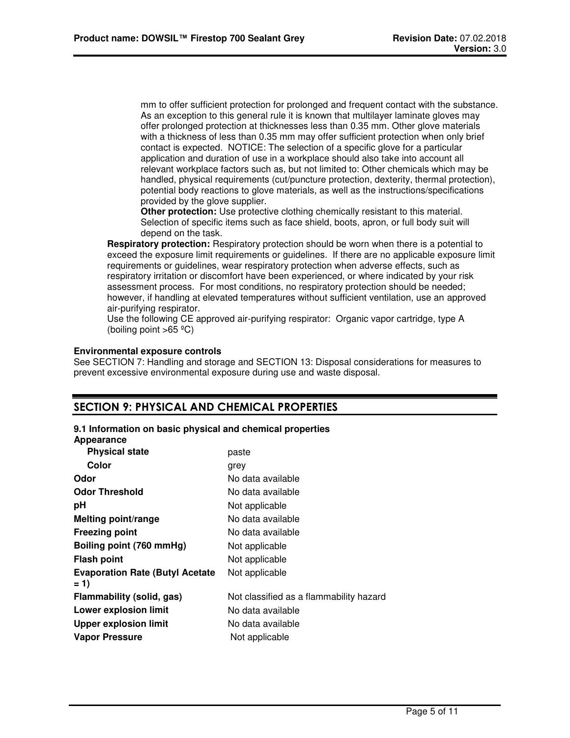mm to offer sufficient protection for prolonged and frequent contact with the substance. As an exception to this general rule it is known that multilayer laminate gloves may offer prolonged protection at thicknesses less than 0.35 mm. Other glove materials with a thickness of less than 0.35 mm may offer sufficient protection when only brief contact is expected. NOTICE: The selection of a specific glove for a particular application and duration of use in a workplace should also take into account all relevant workplace factors such as, but not limited to: Other chemicals which may be handled, physical requirements (cut/puncture protection, dexterity, thermal protection), potential body reactions to glove materials, as well as the instructions/specifications provided by the glove supplier.

**Other protection:** Use protective clothing chemically resistant to this material. Selection of specific items such as face shield, boots, apron, or full body suit will depend on the task.

**Respiratory protection:** Respiratory protection should be worn when there is a potential to exceed the exposure limit requirements or guidelines. If there are no applicable exposure limit requirements or guidelines, wear respiratory protection when adverse effects, such as respiratory irritation or discomfort have been experienced, or where indicated by your risk assessment process. For most conditions, no respiratory protection should be needed; however, if handling at elevated temperatures without sufficient ventilation, use an approved air-purifying respirator.

Use the following CE approved air-purifying respirator: Organic vapor cartridge, type A (boiling point >65 ºC)

**Environmental exposure controls**

See SECTION 7: Handling and storage and SECTION 13: Disposal considerations for measures to prevent excessive environmental exposure during use and waste disposal.

## SECTION 9: PHYSICAL AND CHEMICAL PROPERTIES

**9.1 Information on basic physical and chemical properties**

| **Appearance** | |
|---|---|
| **Physical state** | paste |
| **Color** | grey |
| **Odor** | No data available |
| **Odor Threshold** | No data available |
| **pH** | Not applicable |
| **Melting point/range** | No data available |
| **Freezing point** | No data available |
| **Boiling point (760 mmHg)** | Not applicable |
| **Flash point** | Not applicable |
| **Evaporation Rate (Butyl Acetate = 1)** | Not applicable |
| **Flammability (solid, gas)** | Not classified as a flammability hazard |
| **Lower explosion limit** | No data available |
| **Upper explosion limit** | No data available |
| **Vapor Pressure** | Not applicable |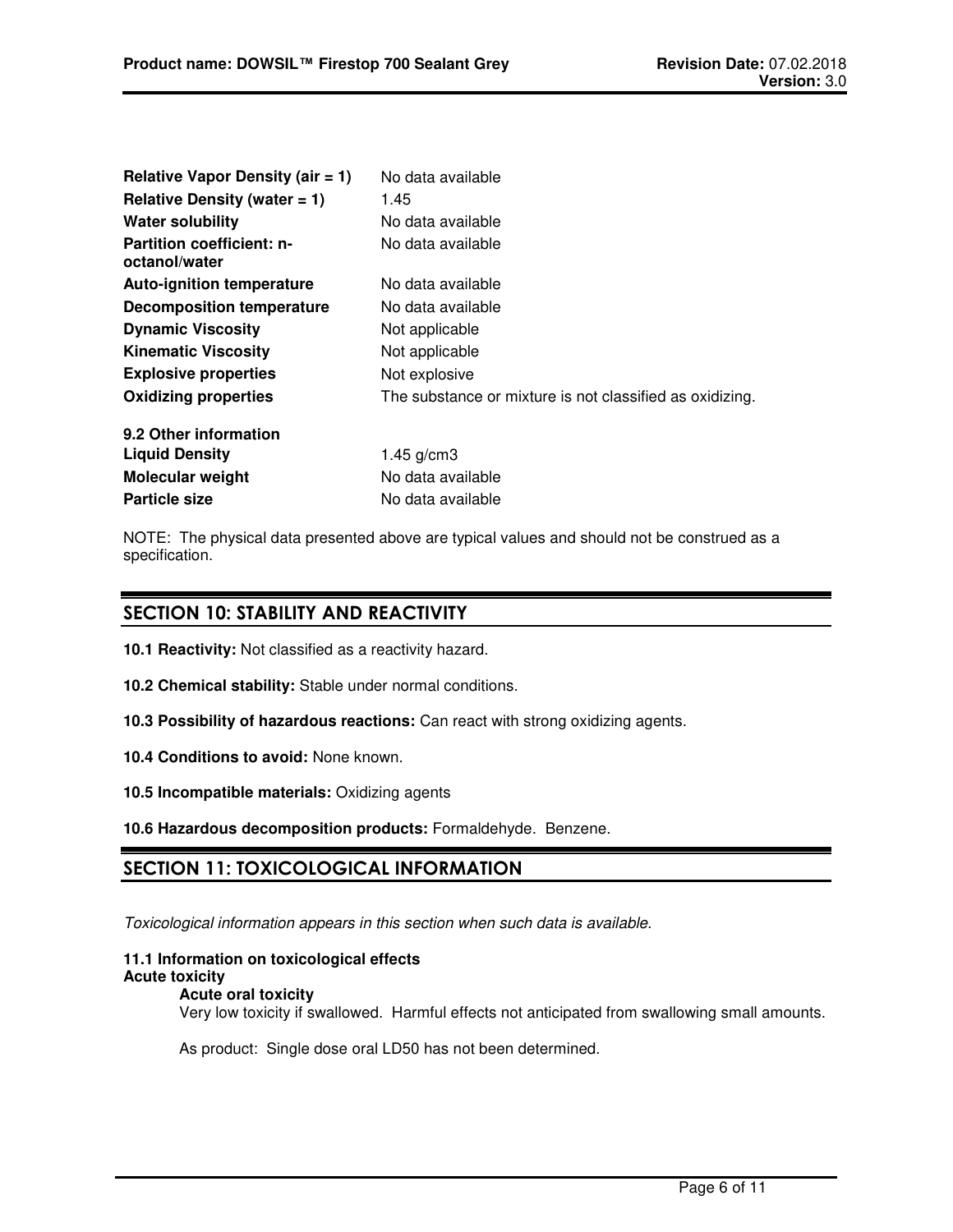| | |
|---|---|
| **Relative Vapor Density (air = 1)** | No data available |
| **Relative Density (water = 1)** | 1.45 |
| **Water solubility** | No data available |
| **Partition coefficient: n-octanol/water** | No data available |
| **Auto-ignition temperature** | No data available |
| **Decomposition temperature** | No data available |
| **Dynamic Viscosity** | Not applicable |
| **Kinematic Viscosity** | Not applicable |
| **Explosive properties** | Not explosive |
| **Oxidizing properties** | The substance or mixture is not classified as oxidizing. |

**9.2 Other information**

| | |
|---|---|
| **Liquid Density** | 1.45 g/cm3 |
| **Molecular weight** | No data available |
| **Particle size** | No data available |

NOTE: The physical data presented above are typical values and should not be construed as a specification.

## SECTION 10: STABILITY AND REACTIVITY

**10.1 Reactivity:** Not classified as a reactivity hazard.

**10.2 Chemical stability:** Stable under normal conditions.

**10.3 Possibility of hazardous reactions:** Can react with strong oxidizing agents.

**10.4 Conditions to avoid:** None known.

**10.5 Incompatible materials:** Oxidizing agents

**10.6 Hazardous decomposition products:** Formaldehyde. Benzene.

## SECTION 11: TOXICOLOGICAL INFORMATION

*Toxicological information appears in this section when such data is available.*

**11.1 Information on toxicological effects**

**Acute toxicity**

**Acute oral toxicity**

Very low toxicity if swallowed. Harmful effects not anticipated from swallowing small amounts.

As product: Single dose oral LD50 has not been determined.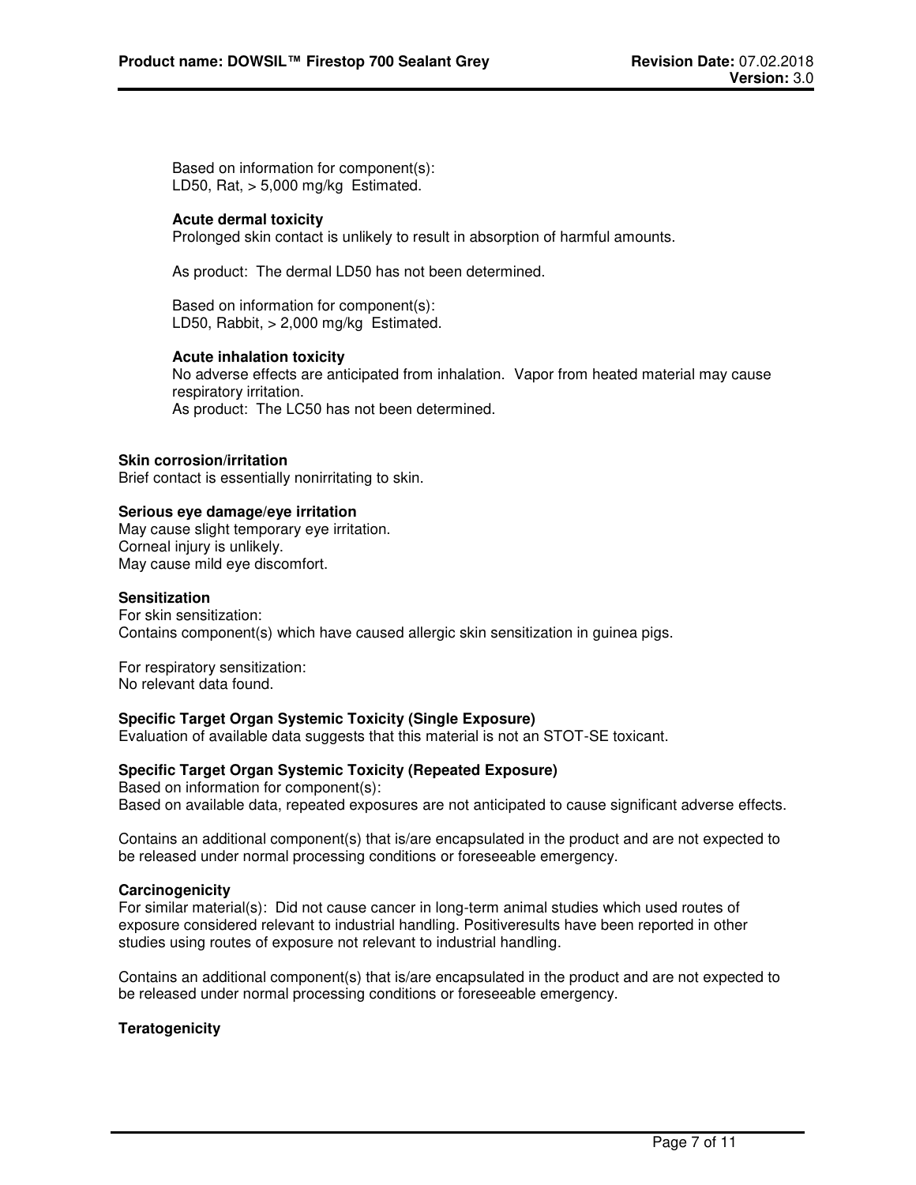Based on information for component(s):
LD50, Rat, > 5,000 mg/kg Estimated.

**Acute dermal toxicity**

Prolonged skin contact is unlikely to result in absorption of harmful amounts.

As product: The dermal LD50 has not been determined.

Based on information for component(s):
LD50, Rabbit, > 2,000 mg/kg Estimated.

**Acute inhalation toxicity**

No adverse effects are anticipated from inhalation. Vapor from heated material may cause respiratory irritation.
As product: The LC50 has not been determined.

**Skin corrosion/irritation**

Brief contact is essentially nonirritating to skin.

**Serious eye damage/eye irritation**

May cause slight temporary eye irritation.
Corneal injury is unlikely.
May cause mild eye discomfort.

**Sensitization**

For skin sensitization:
Contains component(s) which have caused allergic skin sensitization in guinea pigs.

For respiratory sensitization:
No relevant data found.

**Specific Target Organ Systemic Toxicity (Single Exposure)**

Evaluation of available data suggests that this material is not an STOT-SE toxicant.

**Specific Target Organ Systemic Toxicity (Repeated Exposure)**

Based on information for component(s):
Based on available data, repeated exposures are not anticipated to cause significant adverse effects.

Contains an additional component(s) that is/are encapsulated in the product and are not expected to be released under normal processing conditions or foreseeable emergency.

**Carcinogenicity**

For similar material(s): Did not cause cancer in long-term animal studies which used routes of exposure considered relevant to industrial handling. Positiveresults have been reported in other studies using routes of exposure not relevant to industrial handling.

Contains an additional component(s) that is/are encapsulated in the product and are not expected to be released under normal processing conditions or foreseeable emergency.

**Teratogenicity**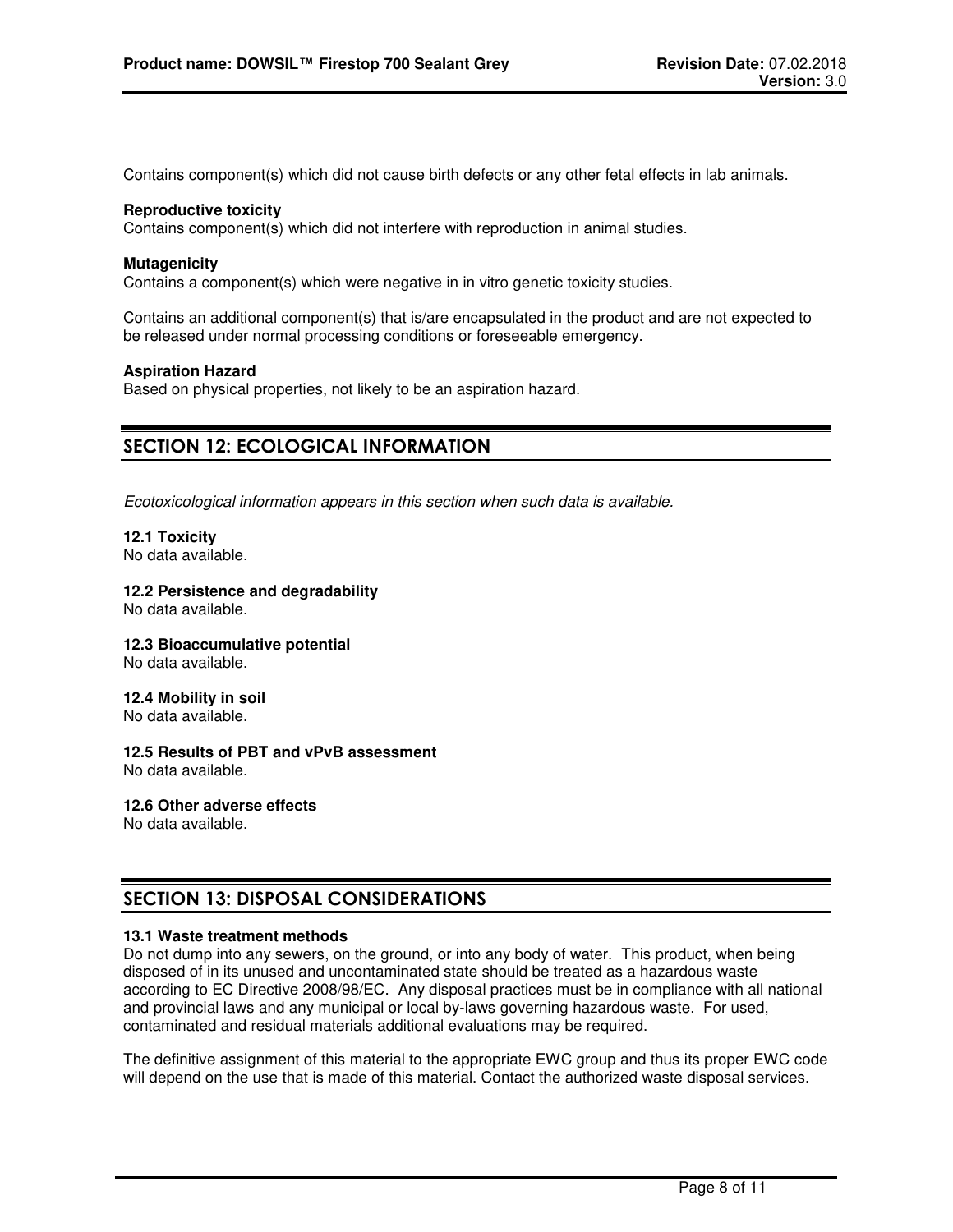Contains component(s) which did not cause birth defects or any other fetal effects in lab animals.

**Reproductive toxicity**
Contains component(s) which did not interfere with reproduction in animal studies.

**Mutagenicity**
Contains a component(s) which were negative in in vitro genetic toxicity studies.

Contains an additional component(s) that is/are encapsulated in the product and are not expected to be released under normal processing conditions or foreseeable emergency.

**Aspiration Hazard**
Based on physical properties, not likely to be an aspiration hazard.

## SECTION 12: ECOLOGICAL INFORMATION

*Ecotoxicological information appears in this section when such data is available.*

**12.1 Toxicity**
No data available.

**12.2 Persistence and degradability**
No data available.

**12.3 Bioaccumulative potential**
No data available.

**12.4 Mobility in soil**
No data available.

**12.5 Results of PBT and vPvB assessment**
No data available.

**12.6 Other adverse effects**
No data available.

## SECTION 13: DISPOSAL CONSIDERATIONS

**13.1 Waste treatment methods**
Do not dump into any sewers, on the ground, or into any body of water. This product, when being disposed of in its unused and uncontaminated state should be treated as a hazardous waste according to EC Directive 2008/98/EC. Any disposal practices must be in compliance with all national and provincial laws and any municipal or local by-laws governing hazardous waste. For used, contaminated and residual materials additional evaluations may be required.

The definitive assignment of this material to the appropriate EWC group and thus its proper EWC code will depend on the use that is made of this material. Contact the authorized waste disposal services.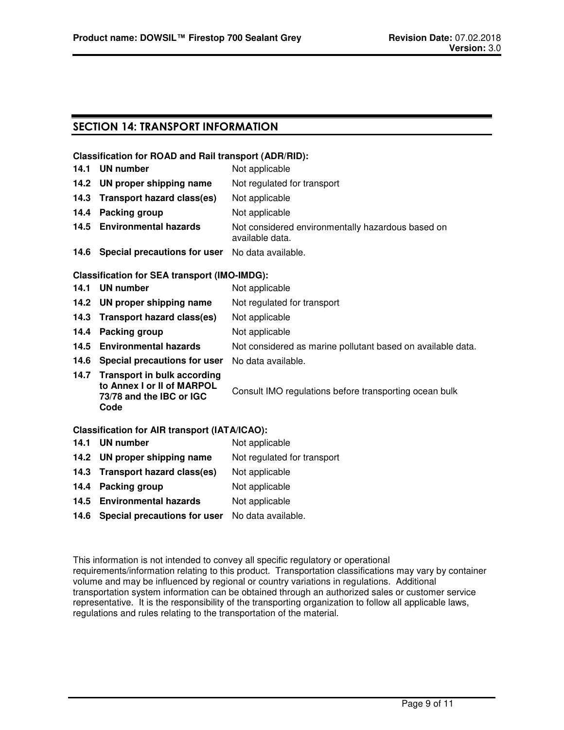## SECTION 14: TRANSPORT INFORMATION

**Classification for ROAD and Rail transport (ADR/RID):**

| | | |
|---|---|---|
| **14.1** | **UN number** | Not applicable |
| **14.2** | **UN proper shipping name** | Not regulated for transport |
| **14.3** | **Transport hazard class(es)** | Not applicable |
| **14.4** | **Packing group** | Not applicable |
| **14.5** | **Environmental hazards** | Not considered environmentally hazardous based on available data. |
| **14.6** | **Special precautions for user** | No data available. |

**Classification for SEA transport (IMO-IMDG):**

| | | |
|---|---|---|
| **14.1** | **UN number** | Not applicable |
| **14.2** | **UN proper shipping name** | Not regulated for transport |
| **14.3** | **Transport hazard class(es)** | Not applicable |
| **14.4** | **Packing group** | Not applicable |
| **14.5** | **Environmental hazards** | Not considered as marine pollutant based on available data. |
| **14.6** | **Special precautions for user** | No data available. |
| **14.7** | **Transport in bulk according to Annex I or II of MARPOL 73/78 and the IBC or IGC Code** | Consult IMO regulations before transporting ocean bulk |

**Classification for AIR transport (IATA/ICAO):**

| | | |
|---|---|---|
| **14.1** | **UN number** | Not applicable |
| **14.2** | **UN proper shipping name** | Not regulated for transport |
| **14.3** | **Transport hazard class(es)** | Not applicable |
| **14.4** | **Packing group** | Not applicable |
| **14.5** | **Environmental hazards** | Not applicable |
| **14.6** | **Special precautions for user** | No data available. |

This information is not intended to convey all specific regulatory or operational requirements/information relating to this product. Transportation classifications may vary by container volume and may be influenced by regional or country variations in regulations. Additional transportation system information can be obtained through an authorized sales or customer service representative. It is the responsibility of the transporting organization to follow all applicable laws, regulations and rules relating to the transportation of the material.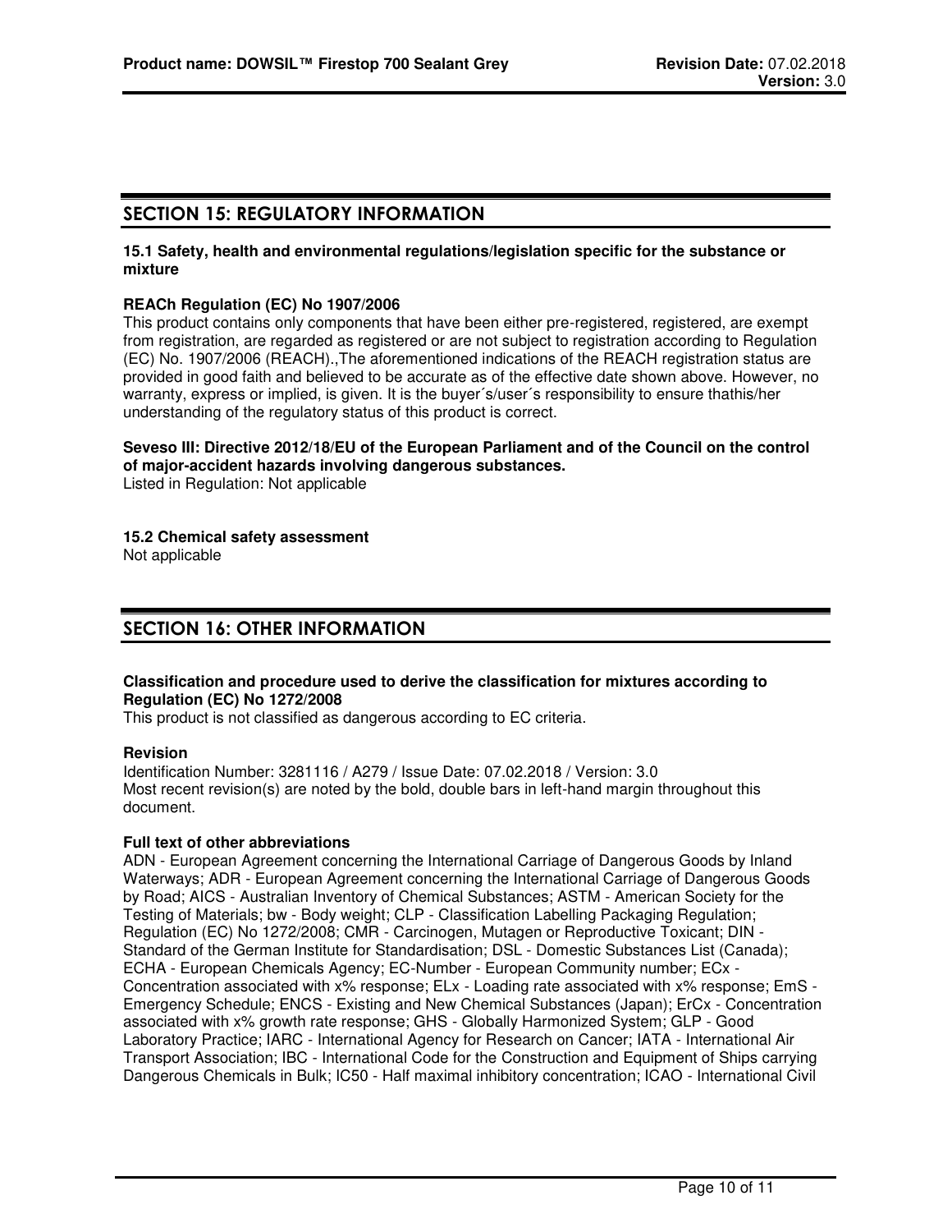## SECTION 15: REGULATORY INFORMATION

**15.1 Safety, health and environmental regulations/legislation specific for the substance or mixture**

**REACh Regulation (EC) No 1907/2006**

This product contains only components that have been either pre-registered, registered, are exempt from registration, are regarded as registered or are not subject to registration according to Regulation (EC) No. 1907/2006 (REACH).,The aforementioned indications of the REACH registration status are provided in good faith and believed to be accurate as of the effective date shown above. However, no warranty, express or implied, is given. It is the buyer´s/user´s responsibility to ensure thathis/her understanding of the regulatory status of this product is correct.

**Seveso III: Directive 2012/18/EU of the European Parliament and of the Council on the control of major-accident hazards involving dangerous substances.**

Listed in Regulation: Not applicable

**15.2 Chemical safety assessment**

Not applicable

## SECTION 16: OTHER INFORMATION

**Classification and procedure used to derive the classification for mixtures according to Regulation (EC) No 1272/2008**

This product is not classified as dangerous according to EC criteria.

**Revision**

Identification Number: 3281116 / A279 / Issue Date: 07.02.2018 / Version: 3.0
Most recent revision(s) are noted by the bold, double bars in left-hand margin throughout this document.

**Full text of other abbreviations**

ADN - European Agreement concerning the International Carriage of Dangerous Goods by Inland Waterways; ADR - European Agreement concerning the International Carriage of Dangerous Goods by Road; AICS - Australian Inventory of Chemical Substances; ASTM - American Society for the Testing of Materials; bw - Body weight; CLP - Classification Labelling Packaging Regulation; Regulation (EC) No 1272/2008; CMR - Carcinogen, Mutagen or Reproductive Toxicant; DIN - Standard of the German Institute for Standardisation; DSL - Domestic Substances List (Canada); ECHA - European Chemicals Agency; EC-Number - European Community number; ECx - Concentration associated with x% response; ELx - Loading rate associated with x% response; EmS - Emergency Schedule; ENCS - Existing and New Chemical Substances (Japan); ErCx - Concentration associated with x% growth rate response; GHS - Globally Harmonized System; GLP - Good Laboratory Practice; IARC - International Agency for Research on Cancer; IATA - International Air Transport Association; IBC - International Code for the Construction and Equipment of Ships carrying Dangerous Chemicals in Bulk; IC50 - Half maximal inhibitory concentration; ICAO - International Civil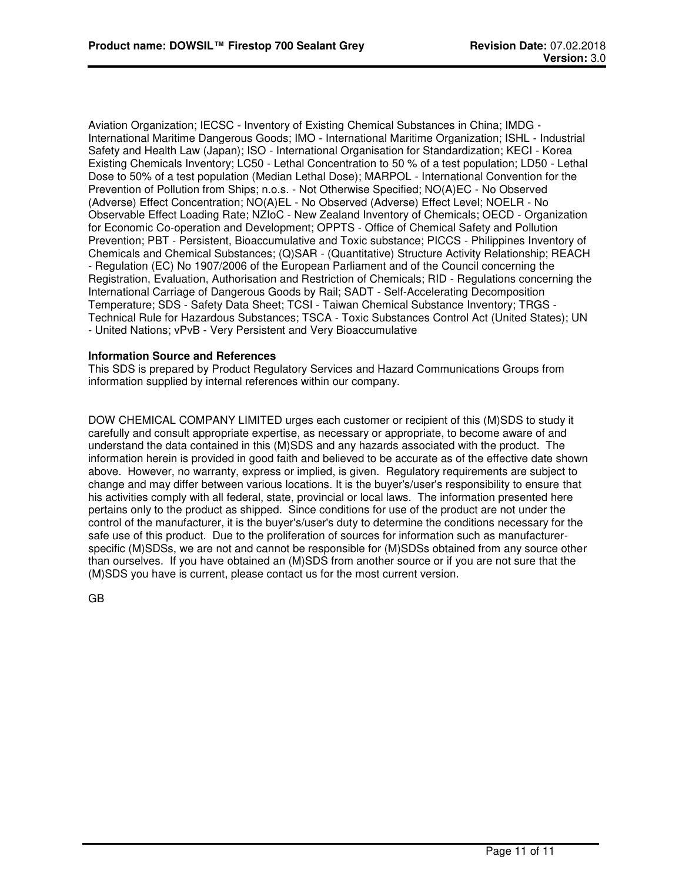Aviation Organization; IECSC - Inventory of Existing Chemical Substances in China; IMDG - International Maritime Dangerous Goods; IMO - International Maritime Organization; ISHL - Industrial Safety and Health Law (Japan); ISO - International Organisation for Standardization; KECI - Korea Existing Chemicals Inventory; LC50 - Lethal Concentration to 50 % of a test population; LD50 - Lethal Dose to 50% of a test population (Median Lethal Dose); MARPOL - International Convention for the Prevention of Pollution from Ships; n.o.s. - Not Otherwise Specified; NO(A)EC - No Observed (Adverse) Effect Concentration; NO(A)EL - No Observed (Adverse) Effect Level; NOELR - No Observable Effect Loading Rate; NZIoC - New Zealand Inventory of Chemicals; OECD - Organization for Economic Co-operation and Development; OPPTS - Office of Chemical Safety and Pollution Prevention; PBT - Persistent, Bioaccumulative and Toxic substance; PICCS - Philippines Inventory of Chemicals and Chemical Substances; (Q)SAR - (Quantitative) Structure Activity Relationship; REACH - Regulation (EC) No 1907/2006 of the European Parliament and of the Council concerning the Registration, Evaluation, Authorisation and Restriction of Chemicals; RID - Regulations concerning the International Carriage of Dangerous Goods by Rail; SADT - Self-Accelerating Decomposition Temperature; SDS - Safety Data Sheet; TCSI - Taiwan Chemical Substance Inventory; TRGS - Technical Rule for Hazardous Substances; TSCA - Toxic Substances Control Act (United States); UN - United Nations; vPvB - Very Persistent and Very Bioaccumulative

**Information Source and References**

This SDS is prepared by Product Regulatory Services and Hazard Communications Groups from information supplied by internal references within our company.

DOW CHEMICAL COMPANY LIMITED urges each customer or recipient of this (M)SDS to study it carefully and consult appropriate expertise, as necessary or appropriate, to become aware of and understand the data contained in this (M)SDS and any hazards associated with the product. The information herein is provided in good faith and believed to be accurate as of the effective date shown above. However, no warranty, express or implied, is given. Regulatory requirements are subject to change and may differ between various locations. It is the buyer's/user's responsibility to ensure that his activities comply with all federal, state, provincial or local laws. The information presented here pertains only to the product as shipped. Since conditions for use of the product are not under the control of the manufacturer, it is the buyer's/user's duty to determine the conditions necessary for the safe use of this product. Due to the proliferation of sources for information such as manufacturer-specific (M)SDSs, we are not and cannot be responsible for (M)SDSs obtained from any source other than ourselves. If you have obtained an (M)SDS from another source or if you are not sure that the (M)SDS you have is current, please contact us for the most current version.

GB